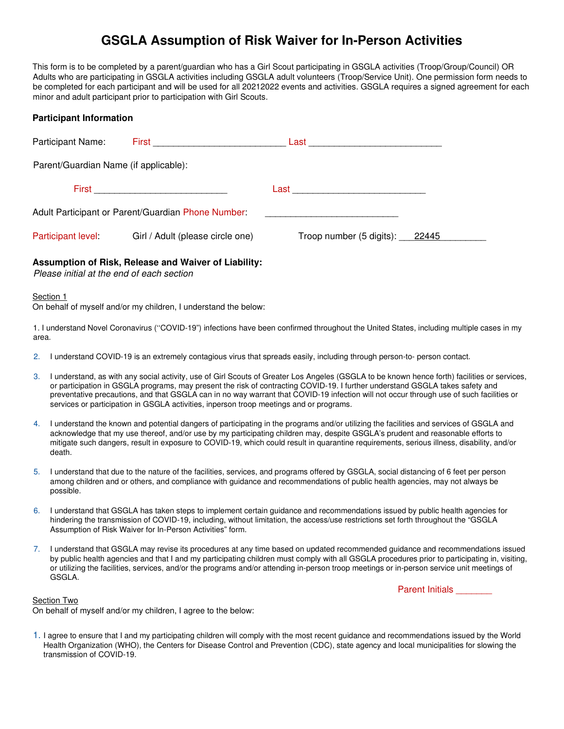# GSGLA Assumption of Risk Waiver for In-Person Activities

This form is to be completed by a parent/guardian who has a Girl Scout participating in GSGLA activities (Troop/Group/Council) OR Adults who are participating in GSGLA activities including GSGLA adult volunteers (Troop/Service Unit). One permission form needs to be completed for each participant and will be used for all 20212022 events and activities. GSGLA requires a signed agreement for each minor and adult participant prior to participation with Girl Scouts.

### Participant Information

Participant Name: First __________________________ Last __________________________

Parent/Guardian Name (if applicable):

First __________________________ Last __________________________

Adult Participant or Parent/Guardian Phone Number: __________________________

Participant level: Girl / Adult (please circle one) Troop number (5 digits): ___22445_________

### Assumption of Risk, Release and Waiver of Liability:

*Please initial at the end of each section*

Section 1

On behalf of myself and/or my children, I understand the below:

1. I understand Novel Coronavirus (''COVID-19") infections have been confirmed throughout the United States, including multiple cases in my area.
2. I understand COVID-19 is an extremely contagious virus that spreads easily, including through person-to- person contact.
3. I understand, as with any social activity, use of Girl Scouts of Greater Los Angeles (GSGLA to be known hence forth) facilities or services, or participation in GSGLA programs, may present the risk of contracting COVID-19. I further understand GSGLA takes safety and preventative precautions, and that GSGLA can in no way warrant that COVID-19 infection will not occur through use of such facilities or services or participation in GSGLA activities, inperson troop meetings and or programs.
4. I understand the known and potential dangers of participating in the programs and/or utilizing the facilities and services of GSGLA and acknowledge that my use thereof, and/or use by my participating children may, despite GSGLA's prudent and reasonable efforts to mitigate such dangers, result in exposure to COVID-19, which could result in quarantine requirements, serious illness, disability, and/or death.
5. I understand that due to the nature of the facilities, services, and programs offered by GSGLA, social distancing of 6 feet per person among children and or others, and compliance with guidance and recommendations of public health agencies, may not always be possible.
6. I understand that GSGLA has taken steps to implement certain guidance and recommendations issued by public health agencies for hindering the transmission of COVID-19, including, without limitation, the access/use restrictions set forth throughout the "GSGLA Assumption of Risk Waiver for In-Person Activities" form.
7. I understand that GSGLA may revise its procedures at any time based on updated recommended guidance and recommendations issued by public health agencies and that I and my participating children must comply with all GSGLA procedures prior to participating in, visiting, or utilizing the facilities, services, and/or the programs and/or attending in-person troop meetings or in-person service unit meetings of GSGLA.

Parent Initials _______

Section Two

On behalf of myself and/or my children, I agree to the below:

1. I agree to ensure that I and my participating children will comply with the most recent guidance and recommendations issued by the World Health Organization (WHO), the Centers for Disease Control and Prevention (CDC), state agency and local municipalities for slowing the transmission of COVID-19.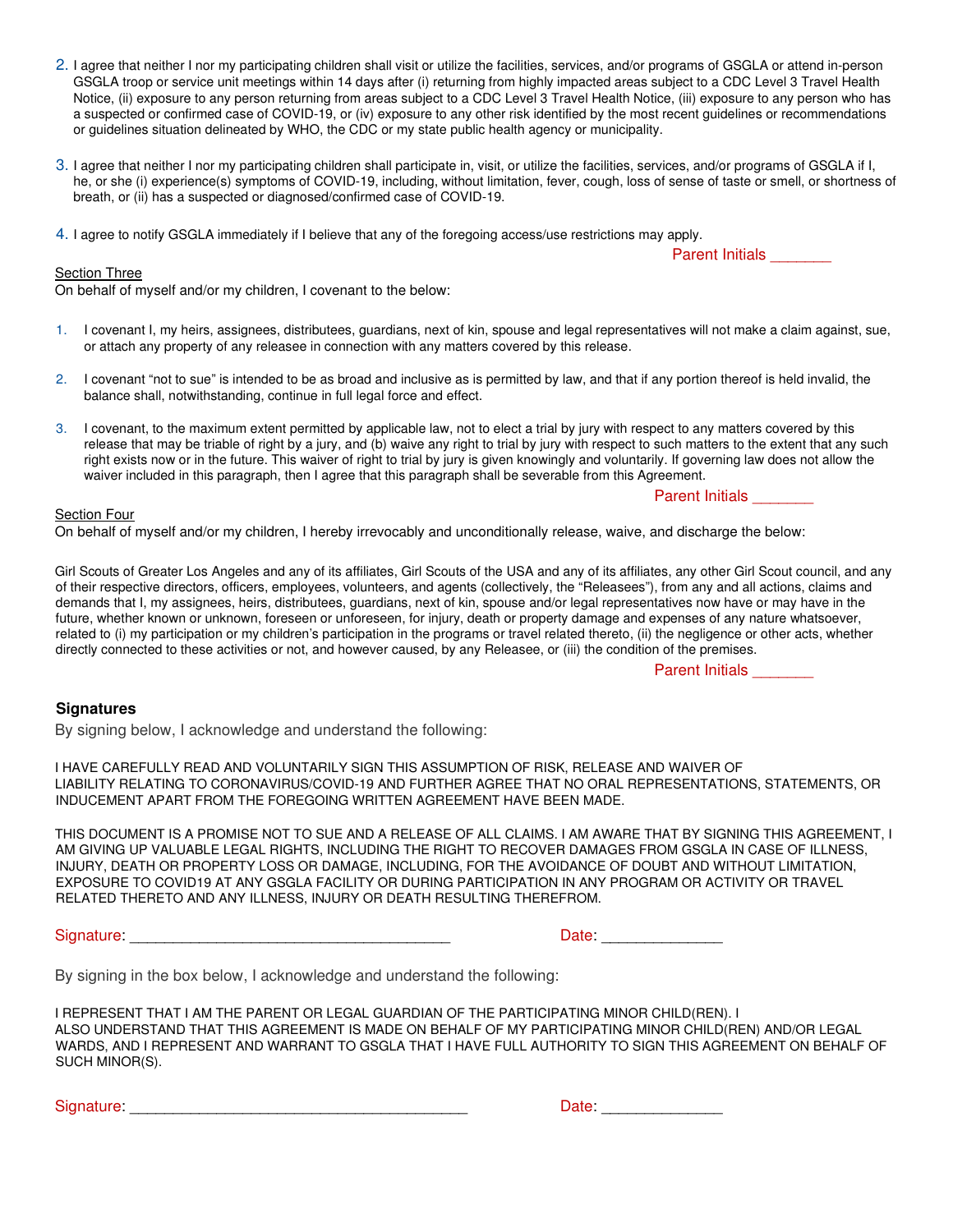2. I agree that neither I nor my participating children shall visit or utilize the facilities, services, and/or programs of GSGLA or attend in-person GSGLA troop or service unit meetings within 14 days after (i) returning from highly impacted areas subject to a CDC Level 3 Travel Health Notice, (ii) exposure to any person returning from areas subject to a CDC Level 3 Travel Health Notice, (iii) exposure to any person who has a suspected or confirmed case of COVID-19, or (iv) exposure to any other risk identified by the most recent guidelines or recommendations or guidelines situation delineated by WHO, the CDC or my state public health agency or municipality.

3. I agree that neither I nor my participating children shall participate in, visit, or utilize the facilities, services, and/or programs of GSGLA if I, he, or she (i) experience(s) symptoms of COVID-19, including, without limitation, fever, cough, loss of sense of taste or smell, or shortness of breath, or (ii) has a suspected or diagnosed/confirmed case of COVID-19.

4. I agree to notify GSGLA immediately if I believe that any of the foregoing access/use restrictions may apply.

Parent Initials _______

Section Three

On behalf of myself and/or my children, I covenant to the below:

1. I covenant I, my heirs, assignees, distributees, guardians, next of kin, spouse and legal representatives will not make a claim against, sue, or attach any property of any releasee in connection with any matters covered by this release.

2. I covenant "not to sue" is intended to be as broad and inclusive as is permitted by law, and that if any portion thereof is held invalid, the balance shall, notwithstanding, continue in full legal force and effect.

3. I covenant, to the maximum extent permitted by applicable law, not to elect a trial by jury with respect to any matters covered by this release that may be triable of right by a jury, and (b) waive any right to trial by jury with respect to such matters to the extent that any such right exists now or in the future. This waiver of right to trial by jury is given knowingly and voluntarily. If governing law does not allow the waiver included in this paragraph, then I agree that this paragraph shall be severable from this Agreement.

Parent Initials _______

Section Four

On behalf of myself and/or my children, I hereby irrevocably and unconditionally release, waive, and discharge the below:

Girl Scouts of Greater Los Angeles and any of its affiliates, Girl Scouts of the USA and any of its affiliates, any other Girl Scout council, and any of their respective directors, officers, employees, volunteers, and agents (collectively, the "Releasees"), from any and all actions, claims and demands that I, my assignees, heirs, distributees, guardians, next of kin, spouse and/or legal representatives now have or may have in the future, whether known or unknown, foreseen or unforeseen, for injury, death or property damage and expenses of any nature whatsoever, related to (i) my participation or my children's participation in the programs or travel related thereto, (ii) the negligence or other acts, whether directly connected to these activities or not, and however caused, by any Releasee, or (iii) the condition of the premises.

Parent Initials _______

### Signatures

By signing below, I acknowledge and understand the following:

I HAVE CAREFULLY READ AND VOLUNTARILY SIGN THIS ASSUMPTION OF RISK, RELEASE AND WAIVER OF LIABILITY RELATING TO CORONAVIRUS/COVID-19 AND FURTHER AGREE THAT NO ORAL REPRESENTATIONS, STATEMENTS, OR INDUCEMENT APART FROM THE FOREGOING WRITTEN AGREEMENT HAVE BEEN MADE.

THIS DOCUMENT IS A PROMISE NOT TO SUE AND A RELEASE OF ALL CLAIMS. I AM AWARE THAT BY SIGNING THIS AGREEMENT, I AM GIVING UP VALUABLE LEGAL RIGHTS, INCLUDING THE RIGHT TO RECOVER DAMAGES FROM GSGLA IN CASE OF ILLNESS, INJURY, DEATH OR PROPERTY LOSS OR DAMAGE, INCLUDING, FOR THE AVOIDANCE OF DOUBT AND WITHOUT LIMITATION, EXPOSURE TO COVID19 AT ANY GSGLA FACILITY OR DURING PARTICIPATION IN ANY PROGRAM OR ACTIVITY OR TRAVEL RELATED THERETO AND ANY ILLNESS, INJURY OR DEATH RESULTING THEREFROM.

Signature: ______________________________________ Date: ______________

By signing in the box below, I acknowledge and understand the following:

I REPRESENT THAT I AM THE PARENT OR LEGAL GUARDIAN OF THE PARTICIPATING MINOR CHILD(REN). I ALSO UNDERSTAND THAT THIS AGREEMENT IS MADE ON BEHALF OF MY PARTICIPATING MINOR CHILD(REN) AND/OR LEGAL WARDS, AND I REPRESENT AND WARRANT TO GSGLA THAT I HAVE FULL AUTHORITY TO SIGN THIS AGREEMENT ON BEHALF OF SUCH MINOR(S).

Signature: ________________________________________ Date: ______________